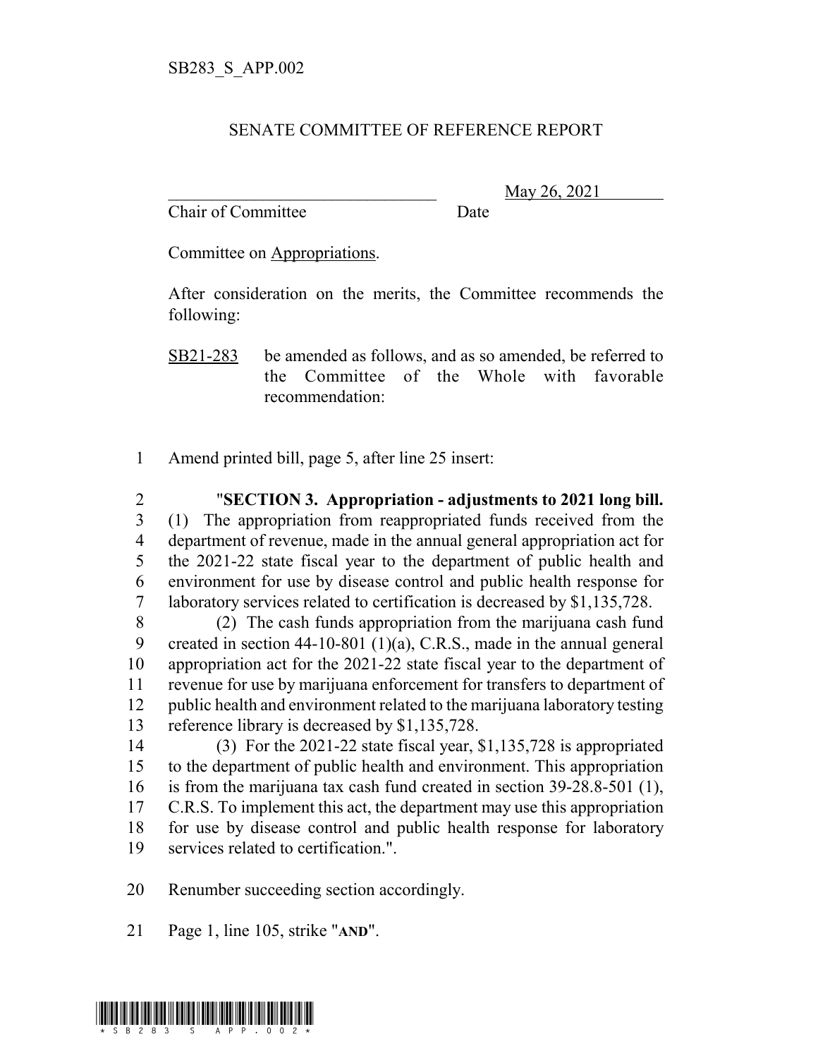SB283_S_APP.002

SENATE COMMITTEE OF REFERENCE REPORT

________________________________ May 26, 2021
Chair of Committee Date

Committee on Appropriations.

After consideration on the merits, the Committee recommends the following:

SB21-283 be amended as follows, and as so amended, be referred to the Committee of the Whole with favorable recommendation:

1 Amend printed bill, page 5, after line 25 insert:

2 "**SECTION 3. Appropriation - adjustments to 2021 long bill.**
3 (1) The appropriation from reappropriated funds received from the
4 department of revenue, made in the annual general appropriation act for
5 the 2021-22 state fiscal year to the department of public health and
6 environment for use by disease control and public health response for
7 laboratory services related to certification is decreased by $1,135,728.
8 (2) The cash funds appropriation from the marijuana cash fund
9 created in section 44-10-801 (1)(a), C.R.S., made in the annual general
10 appropriation act for the 2021-22 state fiscal year to the department of
11 revenue for use by marijuana enforcement for transfers to department of
12 public health and environment related to the marijuana laboratory testing
13 reference library is decreased by $1,135,728.
14 (3) For the 2021-22 state fiscal year, $1,135,728 is appropriated
15 to the department of public health and environment. This appropriation
16 is from the marijuana tax cash fund created in section 39-28.8-501 (1),
17 C.R.S. To implement this act, the department may use this appropriation
18 for use by disease control and public health response for laboratory
19 services related to certification.".

20 Renumber succeeding section accordingly.

21 Page 1, line 105, strike "**AND**".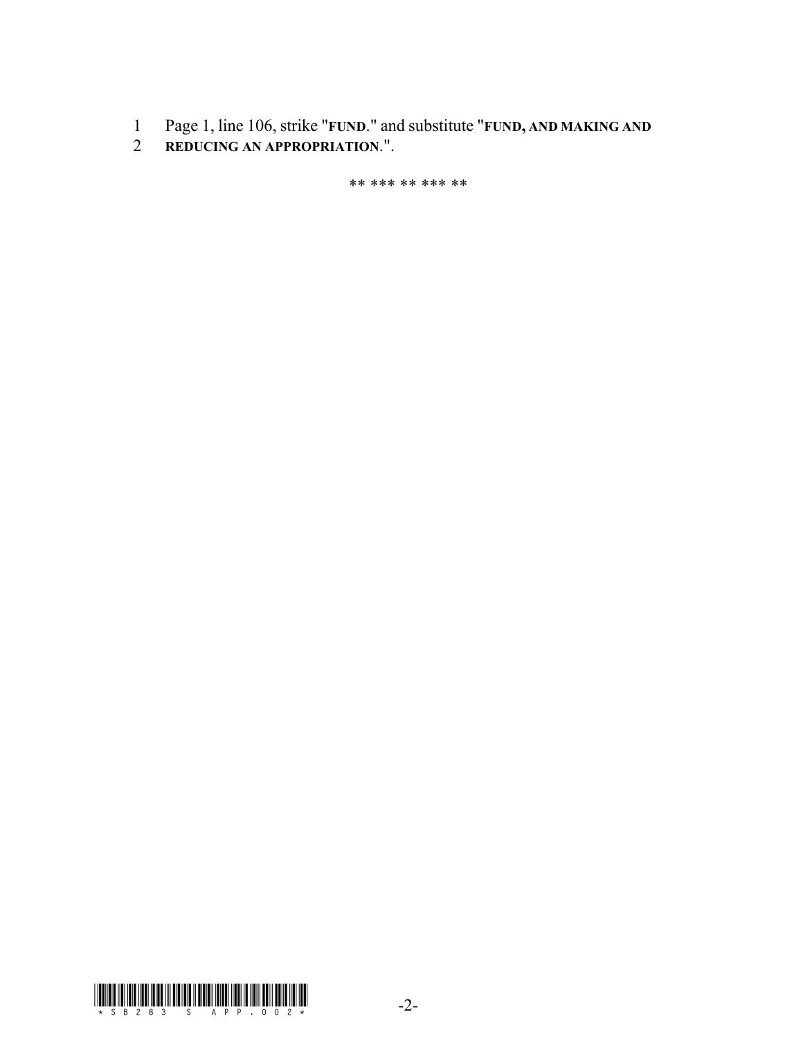1 Page 1, line 106, strike "**FUND**." and substitute "**FUND, AND MAKING AND**
2 **REDUCING AN APPROPRIATION**.".

** *** ** *** **